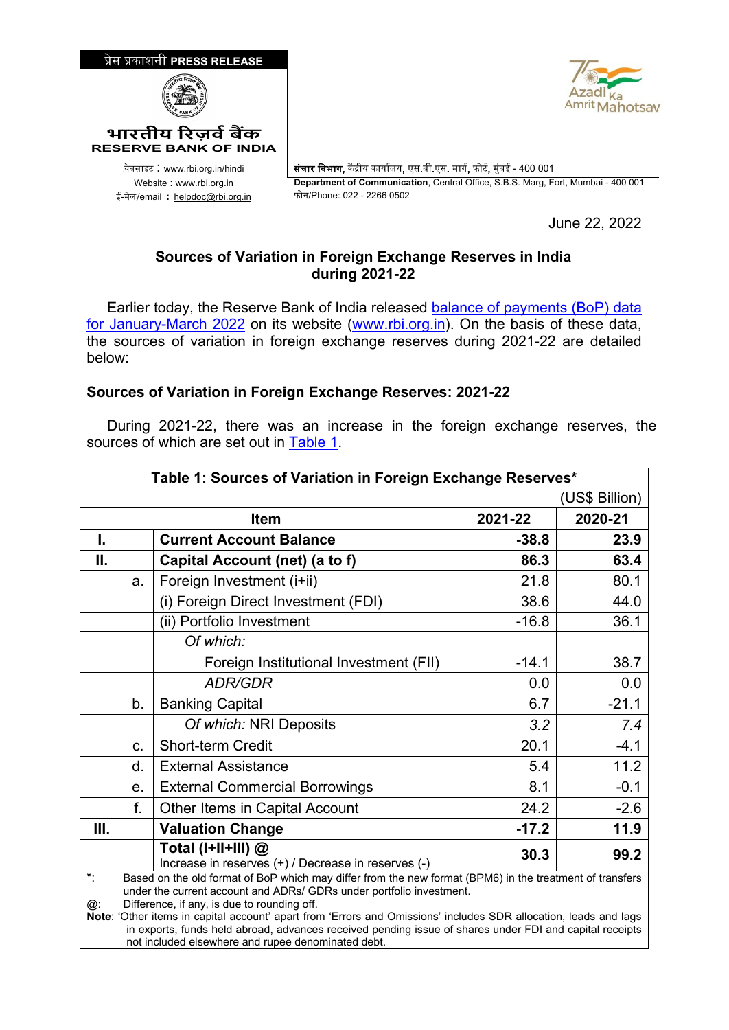प्रेस प्रकाशनी PRESS RELEASE

भारतीय रिज़र्व बैंक
RESERVE BANK OF INDIA

वेबसाइट : www.rbi.org.in/hindi
Website : www.rbi.org.in
ई-मेल/email : helpdoc@rbi.org.in

**संचार विभाग,** केंद्रीय कार्यालय, एस.बी.एस. मार्ग, फोर्ट, मुंबई - 400 001
**Department of Communication**, Central Office, S.B.S. Marg, Fort, Mumbai - 400 001
फोन/Phone: 022 - 2266 0502

June 22, 2022

## Sources of Variation in Foreign Exchange Reserves in India during 2021-22

Earlier today, the Reserve Bank of India released balance of payments (BoP) data for January-March 2022 on its website (www.rbi.org.in). On the basis of these data, the sources of variation in foreign exchange reserves during 2021-22 are detailed below:

### Sources of Variation in Foreign Exchange Reserves: 2021-22

During 2021-22, there was an increase in the foreign exchange reserves, the sources of which are set out in Table 1.

**Table 1: Sources of Variation in Foreign Exchange Reserves***

(US$ Billion)

| | | Item | 2021-22 | 2020-21 |
|---|---|---|---|---|
| **I.** | | **Current Account Balance** | **-38.8** | **23.9** |
| **II.** | | **Capital Account (net) (a to f)** | **86.3** | **63.4** |
| | a. | Foreign Investment (i+ii) | 21.8 | 80.1 |
| | | (i) Foreign Direct Investment (FDI) | 38.6 | 44.0 |
| | | (ii) Portfolio Investment | -16.8 | 36.1 |
| | | *Of which:* | | |
| | | Foreign Institutional Investment (FII) | -14.1 | 38.7 |
| | | *ADR/GDR* | 0.0 | 0.0 |
| | b. | Banking Capital | 6.7 | -21.1 |
| | | *Of which:* NRI Deposits | *3.2* | *7.4* |
| | c. | Short-term Credit | 20.1 | -4.1 |
| | d. | External Assistance | 5.4 | 11.2 |
| | e. | External Commercial Borrowings | 8.1 | -0.1 |
| | f. | Other Items in Capital Account | 24.2 | -2.6 |
| **III.** | | **Valuation Change** | **-17.2** | **11.9** |
| | | **Total (I+II+III) @** Increase in reserves (+) / Decrease in reserves (-) | **30.3** | **99.2** |

*: Based on the old format of BoP which may differ from the new format (BPM6) in the treatment of transfers under the current account and ADRs/ GDRs under portfolio investment.

@: Difference, if any, is due to rounding off.

**Note**: 'Other items in capital account' apart from 'Errors and Omissions' includes SDR allocation, leads and lags in exports, funds held abroad, advances received pending issue of shares under FDI and capital receipts not included elsewhere and rupee denominated debt.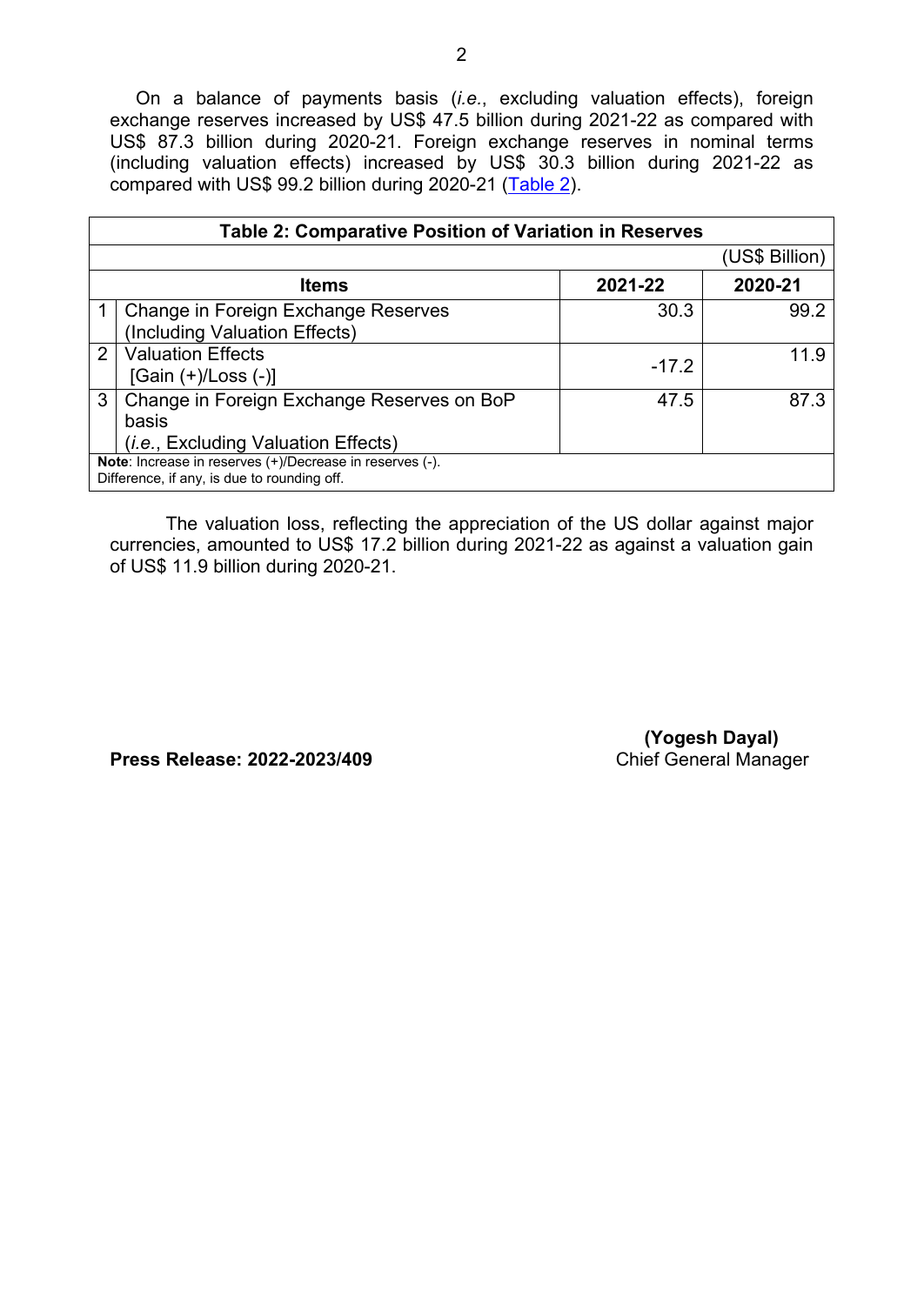On a balance of payments basis (*i.e.*, excluding valuation effects), foreign exchange reserves increased by US$ 47.5 billion during 2021-22 as compared with US$ 87.3 billion during 2020-21. Foreign exchange reserves in nominal terms (including valuation effects) increased by US$ 30.3 billion during 2021-22 as compared with US$ 99.2 billion during 2020-21 (Table 2).

**Table 2: Comparative Position of Variation in Reserves**

(US$ Billion)

| | **Items** | **2021-22** | **2020-21** |
|---|---|---|---|
| 1 | Change in Foreign Exchange Reserves (Including Valuation Effects) | 30.3 | 99.2 |
| 2 | Valuation Effects [Gain (+)/Loss (-)] | -17.2 | 11.9 |
| 3 | Change in Foreign Exchange Reserves on BoP basis (*i.e.*, Excluding Valuation Effects) | 47.5 | 87.3 |

**Note**: Increase in reserves (+)/Decrease in reserves (-).
Difference, if any, is due to rounding off.

The valuation loss, reflecting the appreciation of the US dollar against major currencies, amounted to US$ 17.2 billion during 2021-22 as against a valuation gain of US$ 11.9 billion during 2020-21.

**(Yogesh Dayal)**
Chief General Manager

**Press Release: 2022-2023/409**